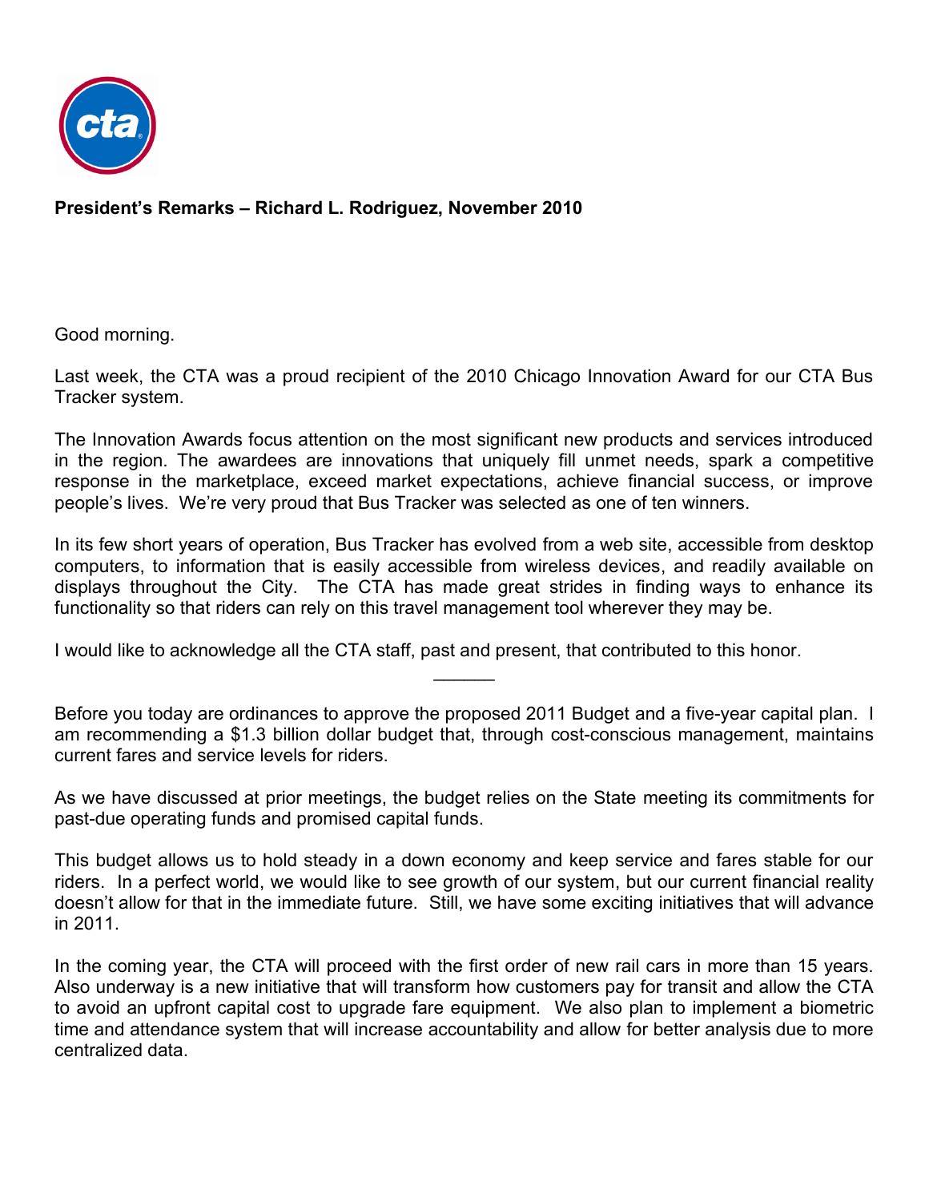**President's Remarks – Richard L. Rodriguez, November 2010**

Good morning.

Last week, the CTA was a proud recipient of the 2010 Chicago Innovation Award for our CTA Bus Tracker system.

The Innovation Awards focus attention on the most significant new products and services introduced in the region. The awardees are innovations that uniquely fill unmet needs, spark a competitive response in the marketplace, exceed market expectations, achieve financial success, or improve people's lives. We're very proud that Bus Tracker was selected as one of ten winners.

In its few short years of operation, Bus Tracker has evolved from a web site, accessible from desktop computers, to information that is easily accessible from wireless devices, and readily available on displays throughout the City. The CTA has made great strides in finding ways to enhance its functionality so that riders can rely on this travel management tool wherever they may be.

I would like to acknowledge all the CTA staff, past and present, that contributed to this honor.

______

Before you today are ordinances to approve the proposed 2011 Budget and a five-year capital plan. I am recommending a $1.3 billion dollar budget that, through cost-conscious management, maintains current fares and service levels for riders.

As we have discussed at prior meetings, the budget relies on the State meeting its commitments for past-due operating funds and promised capital funds.

This budget allows us to hold steady in a down economy and keep service and fares stable for our riders. In a perfect world, we would like to see growth of our system, but our current financial reality doesn't allow for that in the immediate future. Still, we have some exciting initiatives that will advance in 2011.

In the coming year, the CTA will proceed with the first order of new rail cars in more than 15 years. Also underway is a new initiative that will transform how customers pay for transit and allow the CTA to avoid an upfront capital cost to upgrade fare equipment. We also plan to implement a biometric time and attendance system that will increase accountability and allow for better analysis due to more centralized data.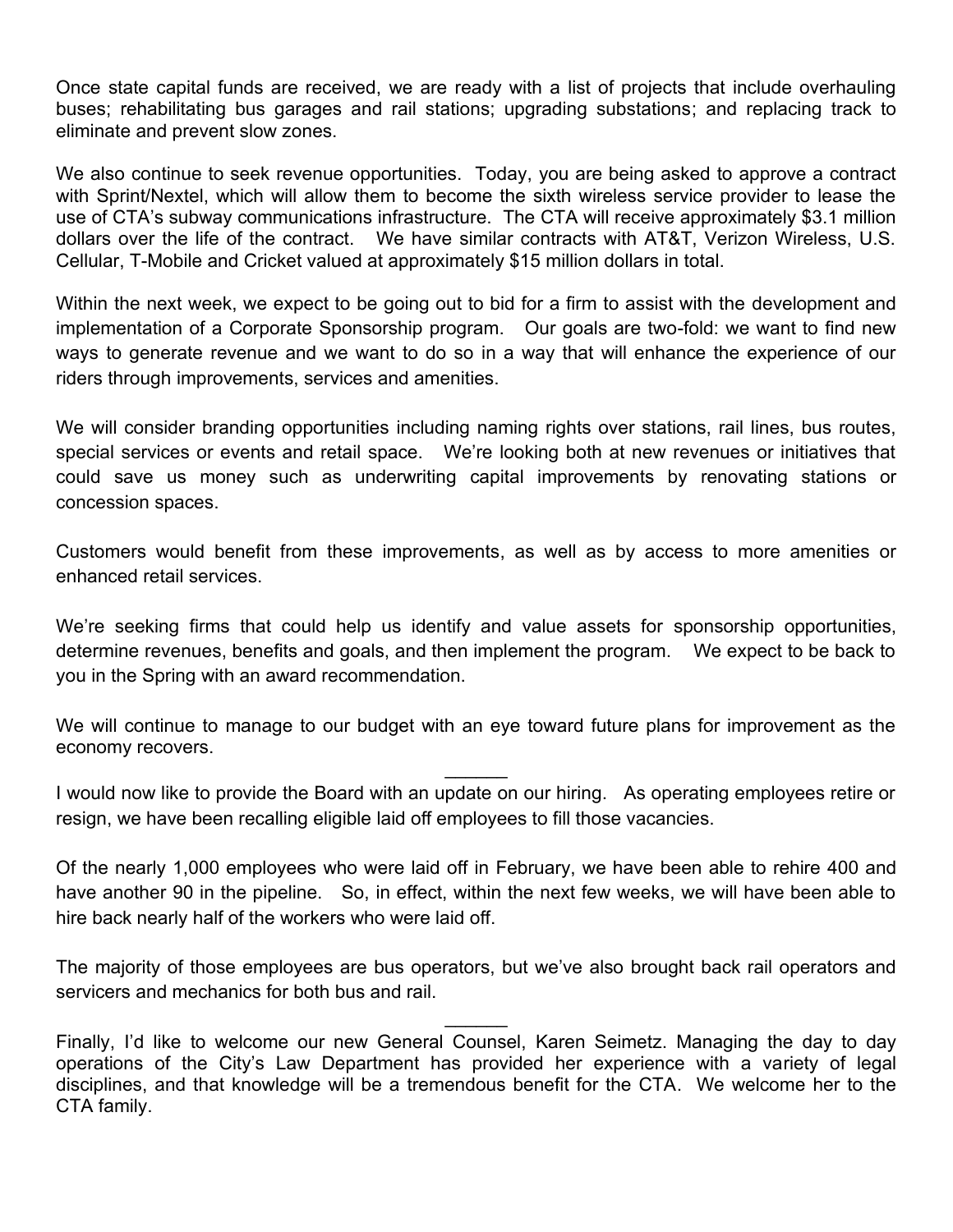Once state capital funds are received, we are ready with a list of projects that include overhauling buses; rehabilitating bus garages and rail stations; upgrading substations; and replacing track to eliminate and prevent slow zones.

We also continue to seek revenue opportunities. Today, you are being asked to approve a contract with Sprint/Nextel, which will allow them to become the sixth wireless service provider to lease the use of CTA's subway communications infrastructure. The CTA will receive approximately $3.1 million dollars over the life of the contract. We have similar contracts with AT&T, Verizon Wireless, U.S. Cellular, T-Mobile and Cricket valued at approximately $15 million dollars in total.

Within the next week, we expect to be going out to bid for a firm to assist with the development and implementation of a Corporate Sponsorship program. Our goals are two-fold: we want to find new ways to generate revenue and we want to do so in a way that will enhance the experience of our riders through improvements, services and amenities.

We will consider branding opportunities including naming rights over stations, rail lines, bus routes, special services or events and retail space. We're looking both at new revenues or initiatives that could save us money such as underwriting capital improvements by renovating stations or concession spaces.

Customers would benefit from these improvements, as well as by access to more amenities or enhanced retail services.

We're seeking firms that could help us identify and value assets for sponsorship opportunities, determine revenues, benefits and goals, and then implement the program. We expect to be back to you in the Spring with an award recommendation.

We will continue to manage to our budget with an eye toward future plans for improvement as the economy recovers.

______

I would now like to provide the Board with an update on our hiring. As operating employees retire or resign, we have been recalling eligible laid off employees to fill those vacancies.

Of the nearly 1,000 employees who were laid off in February, we have been able to rehire 400 and have another 90 in the pipeline. So, in effect, within the next few weeks, we will have been able to hire back nearly half of the workers who were laid off.

The majority of those employees are bus operators, but we've also brought back rail operators and servicers and mechanics for both bus and rail.

______

Finally, I'd like to welcome our new General Counsel, Karen Seimetz. Managing the day to day operations of the City's Law Department has provided her experience with a variety of legal disciplines, and that knowledge will be a tremendous benefit for the CTA. We welcome her to the CTA family.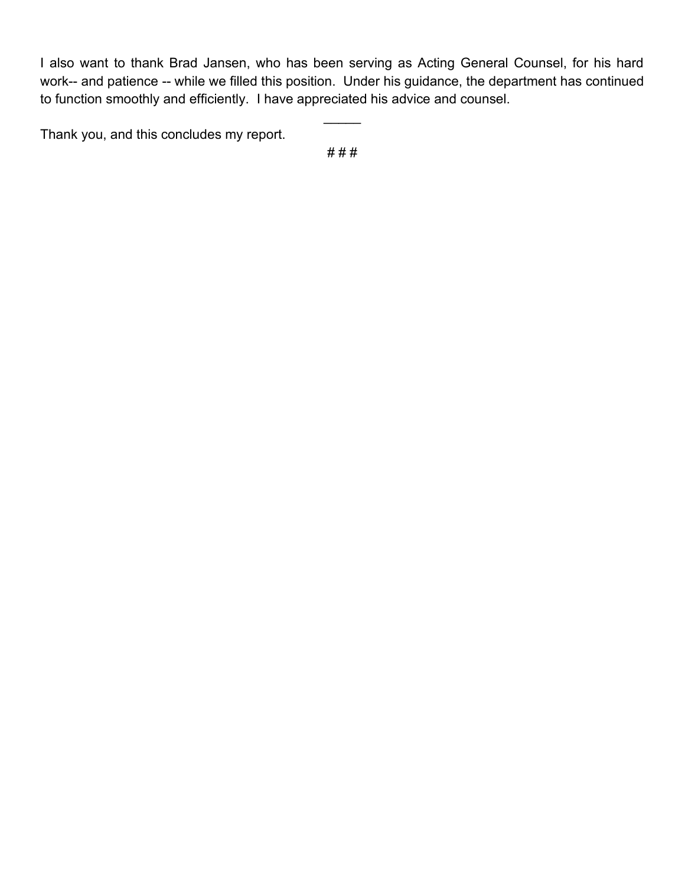I also want to thank Brad Jansen, who has been serving as Acting General Counsel, for his hard work-- and patience -- while we filled this position. Under his guidance, the department has continued to function smoothly and efficiently. I have appreciated his advice and counsel.

Thank you, and this concludes my report.

\_\_\_\_\_

# # #